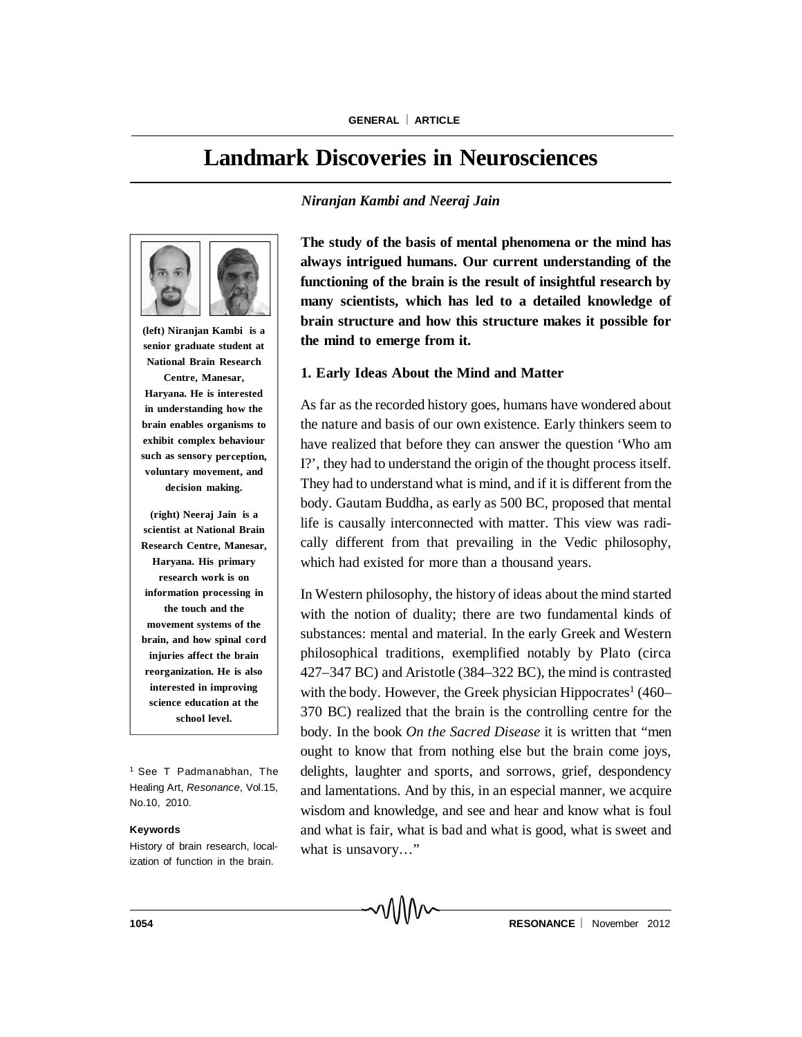# Landmark Discoveries in Neurosciences

*Niranjan Kambi and Neeraj Jain*

**(left) Niranjan Kambi is a senior graduate student at National Brain Research Centre, Manesar, Haryana. He is interested in understanding how the brain enables organisms to exhibit complex behaviour such as sensory perception, voluntary movement, and decision making.**

**(right) Neeraj Jain is a scientist at National Brain Research Centre, Manesar, Haryana. His primary research work is on information processing in the touch and the movement systems of the brain, and how spinal cord injuries affect the brain reorganization. He is also interested in improving science education at the school level.**

**The study of the basis of mental phenomena or the mind has always intrigued humans. Our current understanding of the functioning of the brain is the result of insightful research by many scientists, which has led to a detailed knowledge of brain structure and how this structure makes it possible for the mind to emerge from it.**

### 1. Early Ideas About the Mind and Matter

As far as the recorded history goes, humans have wondered about the nature and basis of our own existence. Early thinkers seem to have realized that before they can answer the question 'Who am I?', they had to understand the origin of the thought process itself. They had to understand what is mind, and if it is different from the body. Gautam Buddha, as early as 500 BC, proposed that mental life is causally interconnected with matter. This view was radically different from that prevailing in the Vedic philosophy, which had existed for more than a thousand years.

In Western philosophy, the history of ideas about the mind started with the notion of duality; there are two fundamental kinds of substances: mental and material. In the early Greek and Western philosophical traditions, exemplified notably by Plato (circa 427–347 BC) and Aristotle (384–322 BC), the mind is contrasted with the body. However, the Greek physician Hippocrates[1] (460–370 BC) realized that the brain is the controlling centre for the body. In the book *On the Sacred Disease* it is written that "men ought to know that from nothing else but the brain come joys, delights, laughter and sports, and sorrows, grief, despondency and lamentations. And by this, in an especial manner, we acquire wisdom and knowledge, and see and hear and know what is foul and what is fair, what is bad and what is good, what is sweet and what is unsavory…"

[1] See T Padmanabhan, The Healing Art, *Resonance*, Vol.15, No.10, 2010.

**Keywords**

History of brain research, localization of function in the brain.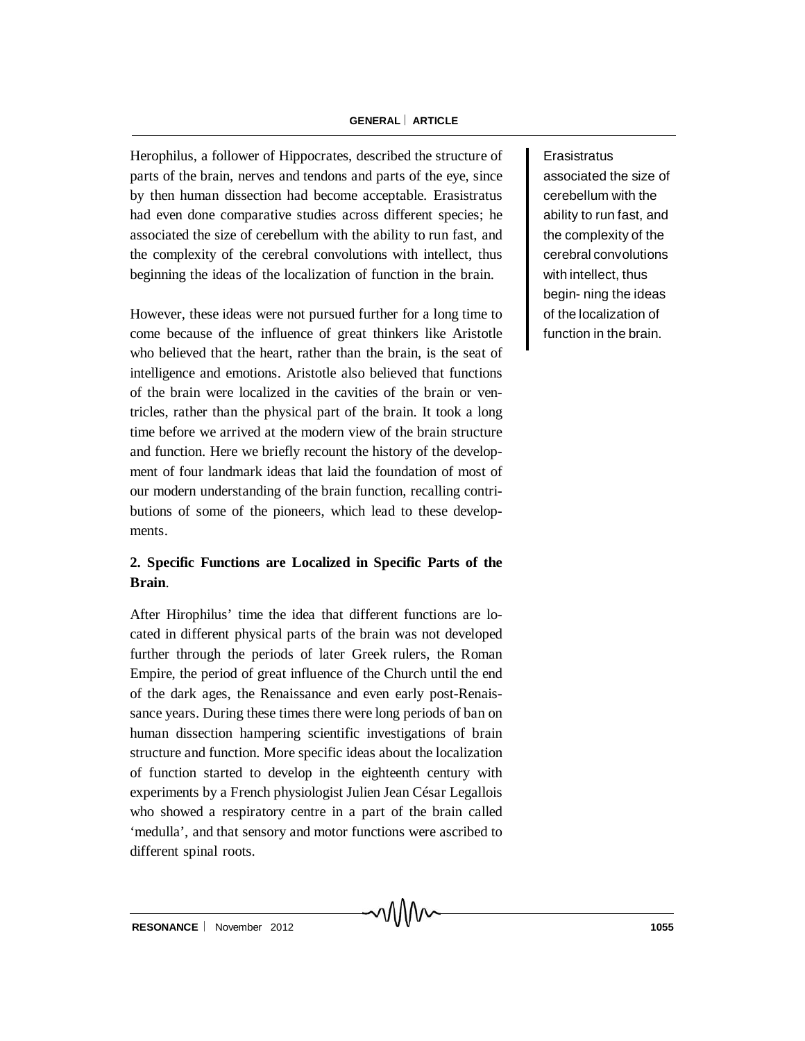Herophilus, a follower of Hippocrates, described the structure of parts of the brain, nerves and tendons and parts of the eye, since by then human dissection had become acceptable. Erasistratus had even done comparative studies across different species; he associated the size of cerebellum with the ability to run fast, and the complexity of the cerebral convolutions with intellect, thus beginning the ideas of the localization of function in the brain.

> Erasistratus associated the size of cerebellum with the ability to run fast, and the complexity of the cerebral convolutions with intellect, thus beginning the ideas of the localization of function in the brain.

However, these ideas were not pursued further for a long time to come because of the influence of great thinkers like Aristotle who believed that the heart, rather than the brain, is the seat of intelligence and emotions. Aristotle also believed that functions of the brain were localized in the cavities of the brain or ventricles, rather than the physical part of the brain. It took a long time before we arrived at the modern view of the brain structure and function. Here we briefly recount the history of the development of four landmark ideas that laid the foundation of most of our modern understanding of the brain function, recalling contributions of some of the pioneers, which lead to these developments.

## 2. Specific Functions are Localized in Specific Parts of the Brain.

After Hirophilus' time the idea that different functions are located in different physical parts of the brain was not developed further through the periods of later Greek rulers, the Roman Empire, the period of great influence of the Church until the end of the dark ages, the Renaissance and even early post-Renaissance years. During these times there were long periods of ban on human dissection hampering scientific investigations of brain structure and function. More specific ideas about the localization of function started to develop in the eighteenth century with experiments by a French physiologist Julien Jean César Legallois who showed a respiratory centre in a part of the brain called 'medulla', and that sensory and motor functions were ascribed to different spinal roots.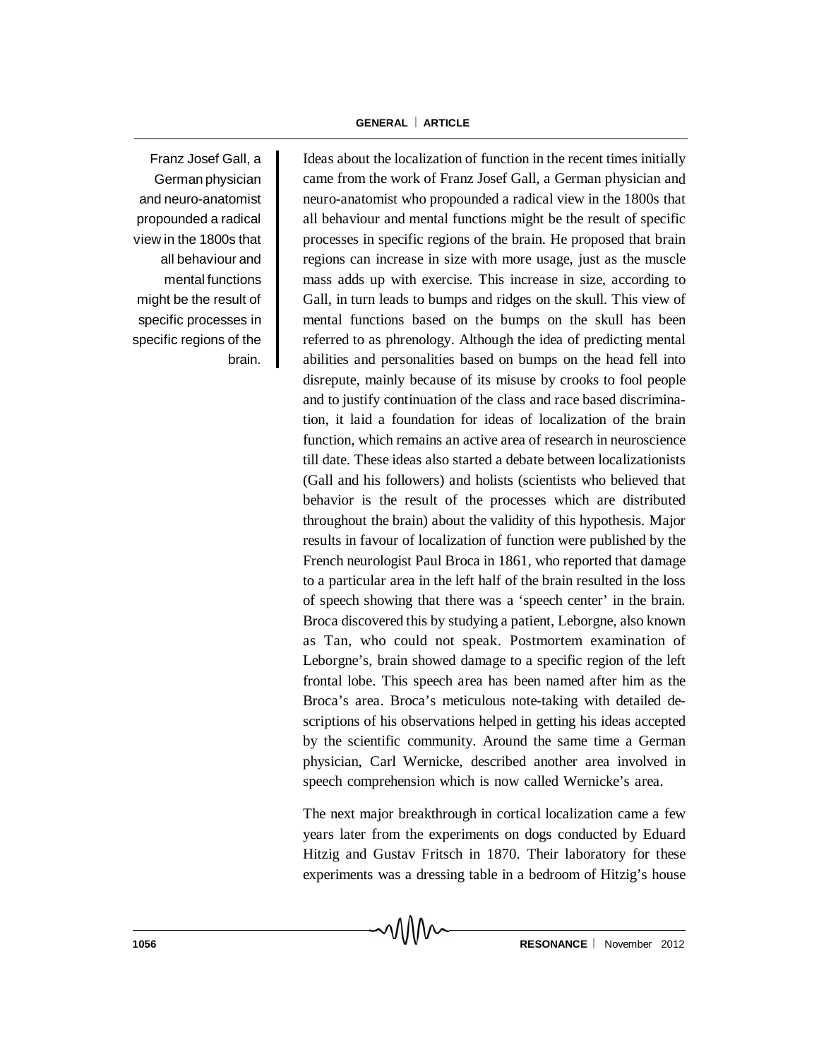Franz Josef Gall, a German physician and neuro-anatomist propounded a radical view in the 1800s that all behaviour and mental functions might be the result of specific processes in specific regions of the brain.

Ideas about the localization of function in the recent times initially came from the work of Franz Josef Gall, a German physician and neuro-anatomist who propounded a radical view in the 1800s that all behaviour and mental functions might be the result of specific processes in specific regions of the brain. He proposed that brain regions can increase in size with more usage, just as the muscle mass adds up with exercise. This increase in size, according to Gall, in turn leads to bumps and ridges on the skull. This view of mental functions based on the bumps on the skull has been referred to as phrenology. Although the idea of predicting mental abilities and personalities based on bumps on the head fell into disrepute, mainly because of its misuse by crooks to fool people and to justify continuation of the class and race based discrimination, it laid a foundation for ideas of localization of the brain function, which remains an active area of research in neuroscience till date. These ideas also started a debate between localizationists (Gall and his followers) and holists (scientists who believed that behavior is the result of the processes which are distributed throughout the brain) about the validity of this hypothesis. Major results in favour of localization of function were published by the French neurologist Paul Broca in 1861, who reported that damage to a particular area in the left half of the brain resulted in the loss of speech showing that there was a 'speech center' in the brain. Broca discovered this by studying a patient, Leborgne, also known as Tan, who could not speak. Postmortem examination of Leborgne's, brain showed damage to a specific region of the left frontal lobe. This speech area has been named after him as the Broca's area. Broca's meticulous note-taking with detailed descriptions of his observations helped in getting his ideas accepted by the scientific community. Around the same time a German physician, Carl Wernicke, described another area involved in speech comprehension which is now called Wernicke's area.

The next major breakthrough in cortical localization came a few years later from the experiments on dogs conducted by Eduard Hitzig and Gustav Fritsch in 1870. Their laboratory for these experiments was a dressing table in a bedroom of Hitzig's house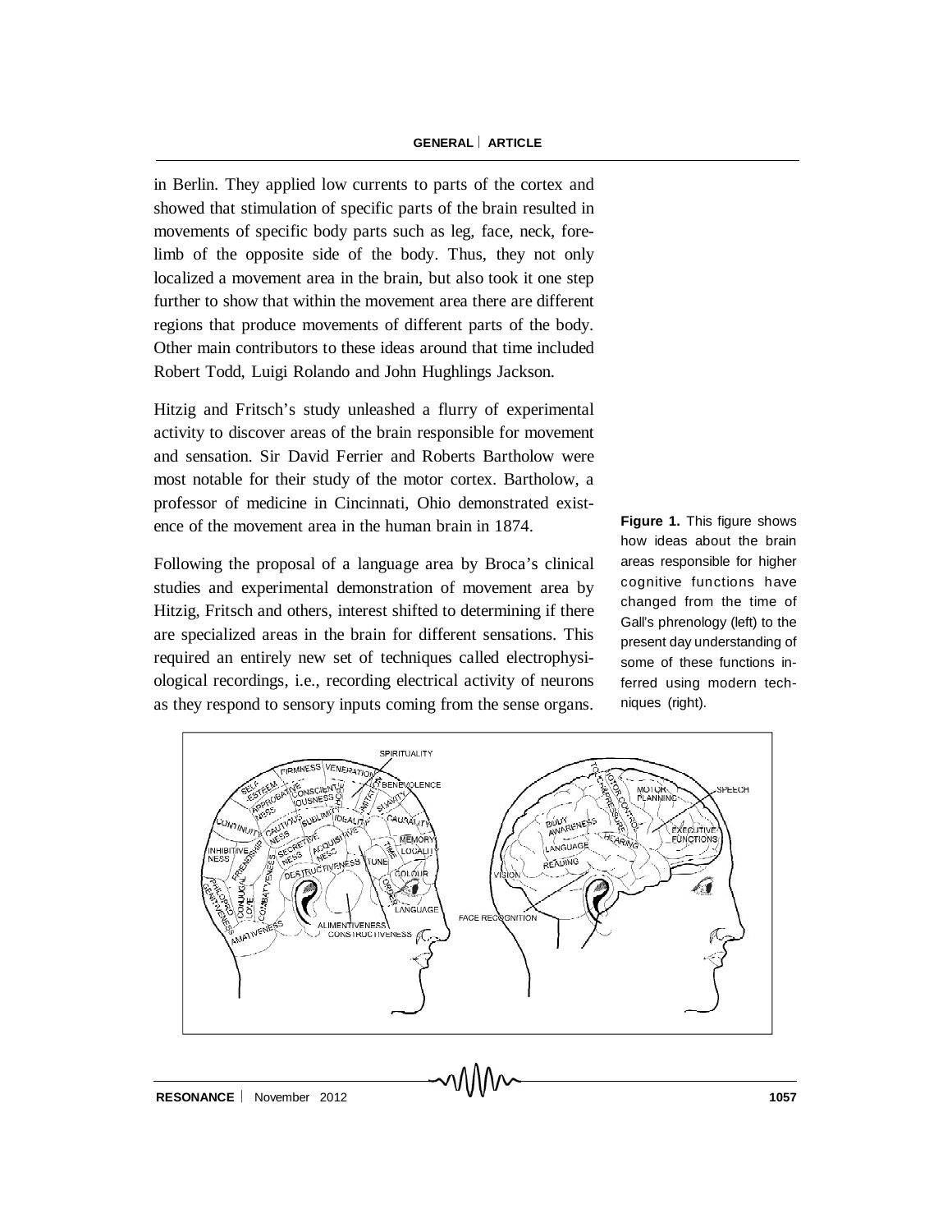in Berlin. They applied low currents to parts of the cortex and showed that stimulation of specific parts of the brain resulted in movements of specific body parts such as leg, face, neck, forelimb of the opposite side of the body. Thus, they not only localized a movement area in the brain, but also took it one step further to show that within the movement area there are different regions that produce movements of different parts of the body. Other main contributors to these ideas around that time included Robert Todd, Luigi Rolando and John Hughlings Jackson.

Hitzig and Fritsch's study unleashed a flurry of experimental activity to discover areas of the brain responsible for movement and sensation. Sir David Ferrier and Roberts Bartholow were most notable for their study of the motor cortex. Bartholow, a professor of medicine in Cincinnati, Ohio demonstrated existence of the movement area in the human brain in 1874.

Following the proposal of a language area by Broca's clinical studies and experimental demonstration of movement area by Hitzig, Fritsch and others, interest shifted to determining if there are specialized areas in the brain for different sensations. This required an entirely new set of techniques called electrophysiological recordings, i.e., recording electrical activity of neurons as they respond to sensory inputs coming from the sense organs.

**Figure 1.** This figure shows how ideas about the brain areas responsible for higher cognitive functions have changed from the time of Gall's phrenology (left) to the present day understanding of some of these functions inferred using modern techniques (right).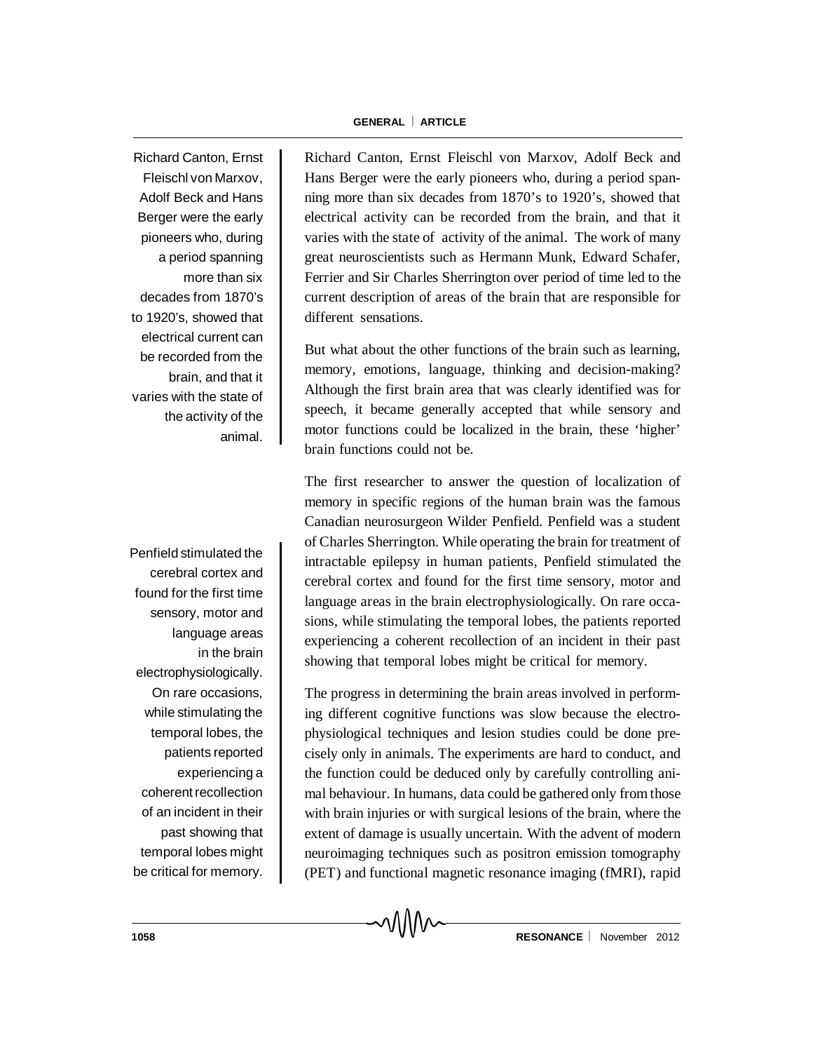Richard Canton, Ernst Fleischl von Marxov, Adolf Beck and Hans Berger were the early pioneers who, during a period spanning more than six decades from 1870's to 1920's, showed that electrical current can be recorded from the brain, and that it varies with the state of the activity of the animal.

Richard Canton, Ernst Fleischl von Marxov, Adolf Beck and Hans Berger were the early pioneers who, during a period spanning more than six decades from 1870's to 1920's, showed that electrical activity can be recorded from the brain, and that it varies with the state of activity of the animal. The work of many great neuroscientists such as Hermann Munk, Edward Schafer, Ferrier and Sir Charles Sherrington over period of time led to the current description of areas of the brain that are responsible for different sensations.

But what about the other functions of the brain such as learning, memory, emotions, language, thinking and decision-making? Although the first brain area that was clearly identified was for speech, it became generally accepted that while sensory and motor functions could be localized in the brain, these 'higher' brain functions could not be.

Penfield stimulated the cerebral cortex and found for the first time sensory, motor and language areas in the brain electrophysiologically. On rare occasions, while stimulating the temporal lobes, the patients reported experiencing a coherent recollection of an incident in their past showing that temporal lobes might be critical for memory.

The first researcher to answer the question of localization of memory in specific regions of the human brain was the famous Canadian neurosurgeon Wilder Penfield. Penfield was a student of Charles Sherrington. While operating the brain for treatment of intractable epilepsy in human patients, Penfield stimulated the cerebral cortex and found for the first time sensory, motor and language areas in the brain electrophysiologically. On rare occasions, while stimulating the temporal lobes, the patients reported experiencing a coherent recollection of an incident in their past showing that temporal lobes might be critical for memory.

The progress in determining the brain areas involved in performing different cognitive functions was slow because the electrophysiological techniques and lesion studies could be done precisely only in animals. The experiments are hard to conduct, and the function could be deduced only by carefully controlling animal behaviour. In humans, data could be gathered only from those with brain injuries or with surgical lesions of the brain, where the extent of damage is usually uncertain. With the advent of modern neuroimaging techniques such as positron emission tomography (PET) and functional magnetic resonance imaging (fMRI), rapid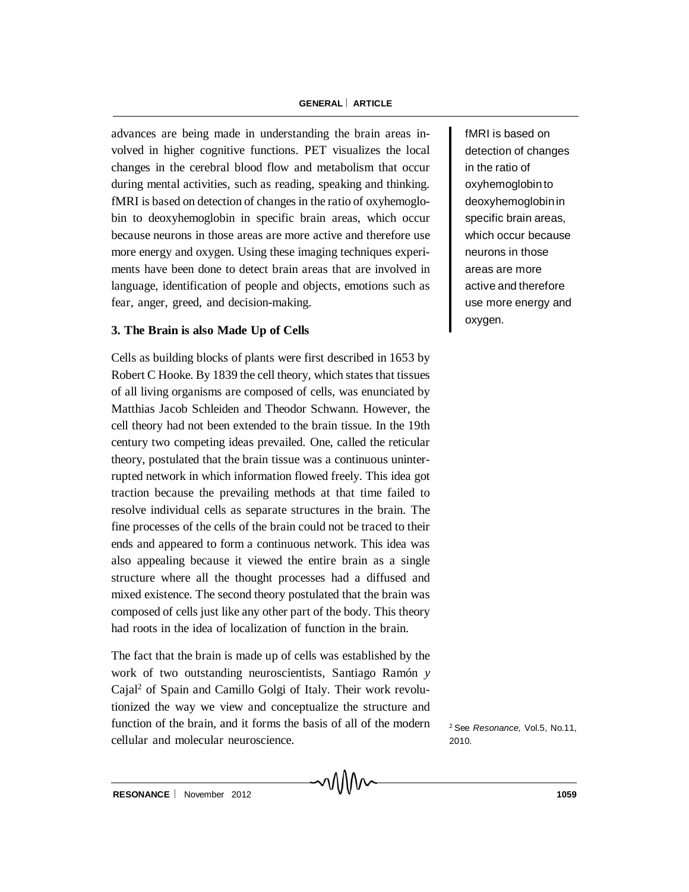advances are being made in understanding the brain areas involved in higher cognitive functions. PET visualizes the local changes in the cerebral blood flow and metabolism that occur during mental activities, such as reading, speaking and thinking. fMRI is based on detection of changes in the ratio of oxyhemoglobin to deoxyhemoglobin in specific brain areas, which occur because neurons in those areas are more active and therefore use more energy and oxygen. Using these imaging techniques experiments have been done to detect brain areas that are involved in language, identification of people and objects, emotions such as fear, anger, greed, and decision-making.

> fMRI is based on detection of changes in the ratio of oxyhemoglobin to deoxyhemoglobin in specific brain areas, which occur because neurons in those areas are more active and therefore use more energy and oxygen.

### 3. The Brain is also Made Up of Cells

Cells as building blocks of plants were first described in 1653 by Robert C Hooke. By 1839 the cell theory, which states that tissues of all living organisms are composed of cells, was enunciated by Matthias Jacob Schleiden and Theodor Schwann. However, the cell theory had not been extended to the brain tissue. In the 19th century two competing ideas prevailed. One, called the reticular theory, postulated that the brain tissue was a continuous uninterrupted network in which information flowed freely. This idea got traction because the prevailing methods at that time failed to resolve individual cells as separate structures in the brain. The fine processes of the cells of the brain could not be traced to their ends and appeared to form a continuous network. This idea was also appealing because it viewed the entire brain as a single structure where all the thought processes had a diffused and mixed existence. The second theory postulated that the brain was composed of cells just like any other part of the body. This theory had roots in the idea of localization of function in the brain.

The fact that the brain is made up of cells was established by the work of two outstanding neuroscientists, Santiago Ramón *y* Cajal[2] of Spain and Camillo Golgi of Italy. Their work revolutionized the way we view and conceptualize the structure and function of the brain, and it forms the basis of all of the modern cellular and molecular neuroscience.

[2] See *Resonance,* Vol.5, No.11, 2010.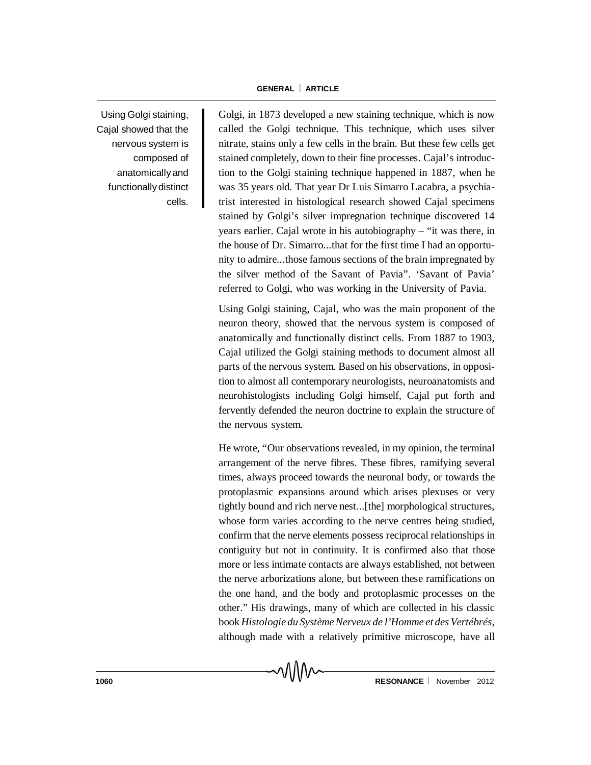Using Golgi staining, Cajal showed that the nervous system is composed of anatomically and functionally distinct cells.

Golgi, in 1873 developed a new staining technique, which is now called the Golgi technique. This technique, which uses silver nitrate, stains only a few cells in the brain. But these few cells get stained completely, down to their fine processes. Cajal's introduction to the Golgi staining technique happened in 1887, when he was 35 years old. That year Dr Luis Simarro Lacabra, a psychiatrist interested in histological research showed Cajal specimens stained by Golgi's silver impregnation technique discovered 14 years earlier. Cajal wrote in his autobiography – "it was there, in the house of Dr. Simarro...that for the first time I had an opportunity to admire...those famous sections of the brain impregnated by the silver method of the Savant of Pavia". 'Savant of Pavia' referred to Golgi, who was working in the University of Pavia.

Using Golgi staining, Cajal, who was the main proponent of the neuron theory, showed that the nervous system is composed of anatomically and functionally distinct cells. From 1887 to 1903, Cajal utilized the Golgi staining methods to document almost all parts of the nervous system. Based on his observations, in opposition to almost all contemporary neurologists, neuroanatomists and neurohistologists including Golgi himself, Cajal put forth and fervently defended the neuron doctrine to explain the structure of the nervous system.

He wrote, "Our observations revealed, in my opinion, the terminal arrangement of the nerve fibres. These fibres, ramifying several times, always proceed towards the neuronal body, or towards the protoplasmic expansions around which arises plexuses or very tightly bound and rich nerve nest...[the] morphological structures, whose form varies according to the nerve centres being studied, confirm that the nerve elements possess reciprocal relationships in contiguity but not in continuity. It is confirmed also that those more or less intimate contacts are always established, not between the nerve arborizations alone, but between these ramifications on the one hand, and the body and protoplasmic processes on the other." His drawings, many of which are collected in his classic book *Histologie du Système Nerveux de l'Homme et des Vertébrés*, although made with a relatively primitive microscope, have all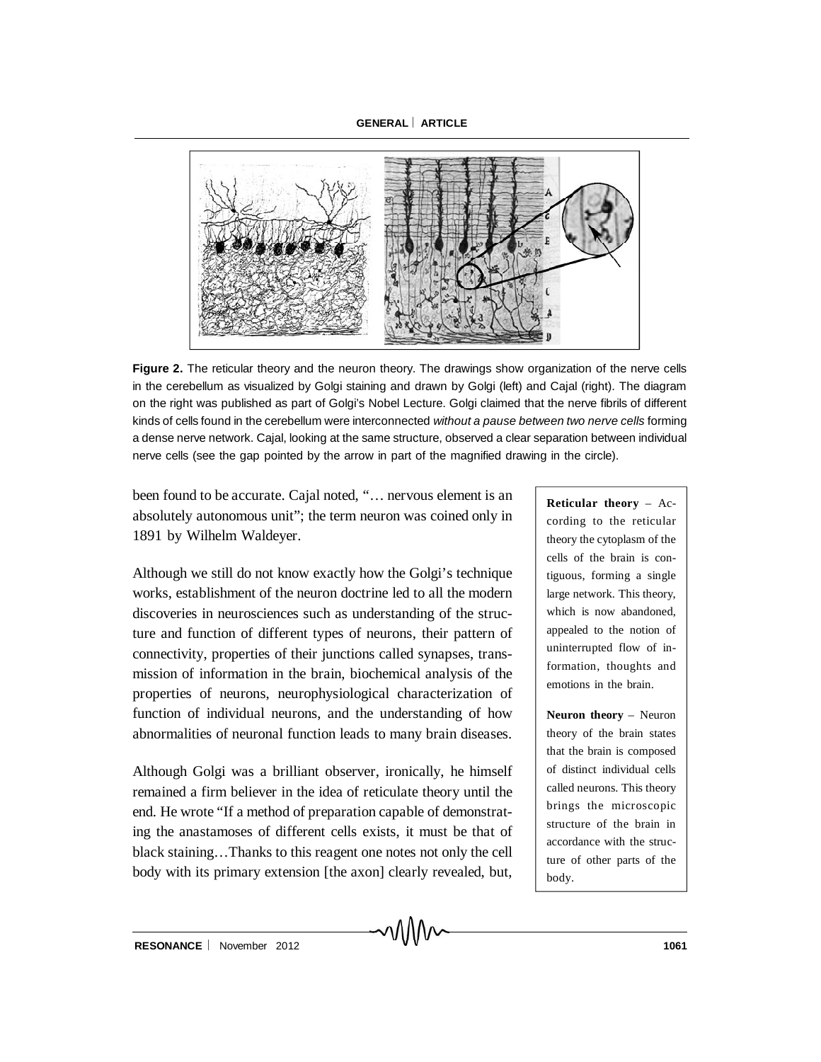**Figure 2.** The reticular theory and the neuron theory. The drawings show organization of the nerve cells in the cerebellum as visualized by Golgi staining and drawn by Golgi (left) and Cajal (right). The diagram on the right was published as part of Golgi's Nobel Lecture. Golgi claimed that the nerve fibrils of different kinds of cells found in the cerebellum were interconnected *without a pause between two nerve cells* forming a dense nerve network. Cajal, looking at the same structure, observed a clear separation between individual nerve cells (see the gap pointed by the arrow in part of the magnified drawing in the circle).

been found to be accurate. Cajal noted, "… nervous element is an absolutely autonomous unit"; the term neuron was coined only in 1891 by Wilhelm Waldeyer.

Although we still do not know exactly how the Golgi's technique works, establishment of the neuron doctrine led to all the modern discoveries in neurosciences such as understanding of the structure and function of different types of neurons, their pattern of connectivity, properties of their junctions called synapses, transmission of information in the brain, biochemical analysis of the properties of neurons, neurophysiological characterization of function of individual neurons, and the understanding of how abnormalities of neuronal function leads to many brain diseases.

Although Golgi was a brilliant observer, ironically, he himself remained a firm believer in the idea of reticulate theory until the end. He wrote "If a method of preparation capable of demonstrating the anastamoses of different cells exists, it must be that of black staining…Thanks to this reagent one notes not only the cell body with its primary extension [the axon] clearly revealed, but,

**Reticular theory** – According to the reticular theory the cytoplasm of the cells of the brain is contiguous, forming a single large network. This theory, which is now abandoned, appealed to the notion of uninterrupted flow of information, thoughts and emotions in the brain.

**Neuron theory** – Neuron theory of the brain states that the brain is composed of distinct individual cells called neurons. This theory brings the microscopic structure of the brain in accordance with the structure of other parts of the body.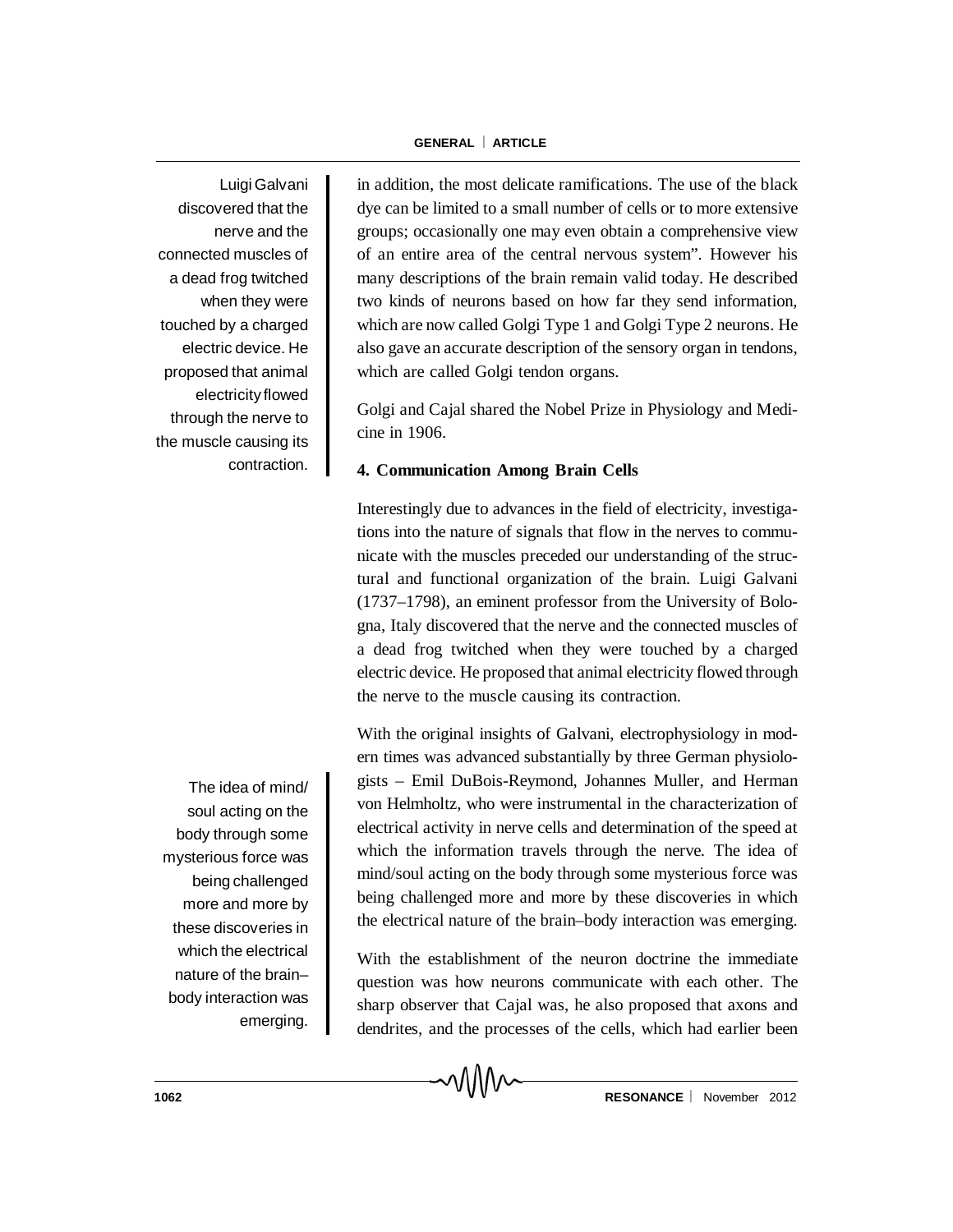in addition, the most delicate ramifications. The use of the black dye can be limited to a small number of cells or to more extensive groups; occasionally one may even obtain a comprehensive view of an entire area of the central nervous system". However his many descriptions of the brain remain valid today. He described two kinds of neurons based on how far they send information, which are now called Golgi Type 1 and Golgi Type 2 neurons. He also gave an accurate description of the sensory organ in tendons, which are called Golgi tendon organs.

Golgi and Cajal shared the Nobel Prize in Physiology and Medicine in 1906.

Luigi Galvani discovered that the nerve and the connected muscles of a dead frog twitched when they were touched by a charged electric device. He proposed that animal electricity flowed through the nerve to the muscle causing its contraction.

## 4. Communication Among Brain Cells

Interestingly due to advances in the field of electricity, investigations into the nature of signals that flow in the nerves to communicate with the muscles preceded our understanding of the structural and functional organization of the brain. Luigi Galvani (1737–1798), an eminent professor from the University of Bologna, Italy discovered that the nerve and the connected muscles of a dead frog twitched when they were touched by a charged electric device. He proposed that animal electricity flowed through the nerve to the muscle causing its contraction.

With the original insights of Galvani, electrophysiology in modern times was advanced substantially by three German physiologists – Emil DuBois-Reymond, Johannes Muller, and Herman von Helmholtz, who were instrumental in the characterization of electrical activity in nerve cells and determination of the speed at which the information travels through the nerve. The idea of mind/soul acting on the body through some mysterious force was being challenged more and more by these discoveries in which the electrical nature of the brain–body interaction was emerging.

The idea of mind/soul acting on the body through some mysterious force was being challenged more and more by these discoveries in which the electrical nature of the brain–body interaction was emerging.

With the establishment of the neuron doctrine the immediate question was how neurons communicate with each other. The sharp observer that Cajal was, he also proposed that axons and dendrites, and the processes of the cells, which had earlier been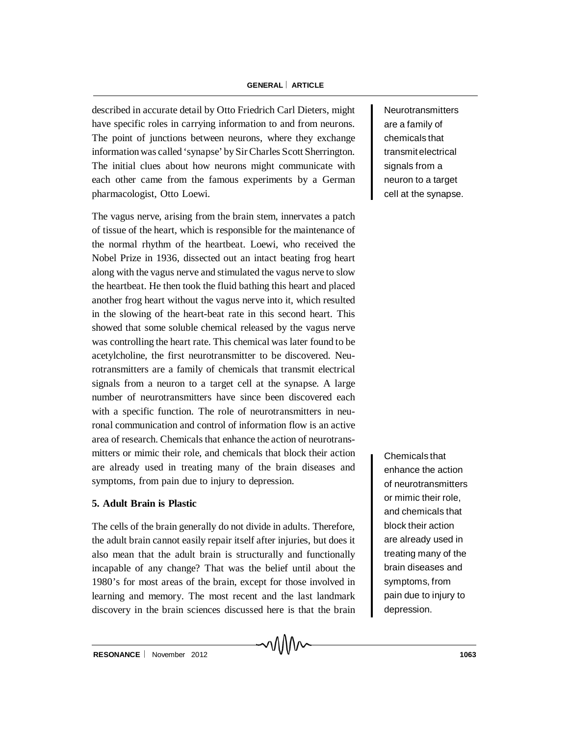described in accurate detail by Otto Friedrich Carl Dieters, might have specific roles in carrying information to and from neurons. The point of junctions between neurons, where they exchange information was called 'synapse' by Sir Charles Scott Sherrington. The initial clues about how neurons might communicate with each other came from the famous experiments by a German pharmacologist, Otto Loewi.

> Neurotransmitters are a family of chemicals that transmit electrical signals from a neuron to a target cell at the synapse.

The vagus nerve, arising from the brain stem, innervates a patch of tissue of the heart, which is responsible for the maintenance of the normal rhythm of the heartbeat. Loewi, who received the Nobel Prize in 1936, dissected out an intact beating frog heart along with the vagus nerve and stimulated the vagus nerve to slow the heartbeat. He then took the fluid bathing this heart and placed another frog heart without the vagus nerve into it, which resulted in the slowing of the heart-beat rate in this second heart. This showed that some soluble chemical released by the vagus nerve was controlling the heart rate. This chemical was later found to be acetylcholine, the first neurotransmitter to be discovered. Neurotransmitters are a family of chemicals that transmit electrical signals from a neuron to a target cell at the synapse. A large number of neurotransmitters have since been discovered each with a specific function. The role of neurotransmitters in neuronal communication and control of information flow is an active area of research. Chemicals that enhance the action of neurotransmitters or mimic their role, and chemicals that block their action are already used in treating many of the brain diseases and symptoms, from pain due to injury to depression.

> Chemicals that enhance the action of neurotransmitters or mimic their role, and chemicals that block their action are already used in treating many of the brain diseases and symptoms, from pain due to injury to depression.

### 5. Adult Brain is Plastic

The cells of the brain generally do not divide in adults. Therefore, the adult brain cannot easily repair itself after injuries, but does it also mean that the adult brain is structurally and functionally incapable of any change? That was the belief until about the 1980's for most areas of the brain, except for those involved in learning and memory. The most recent and the last landmark discovery in the brain sciences discussed here is that the brain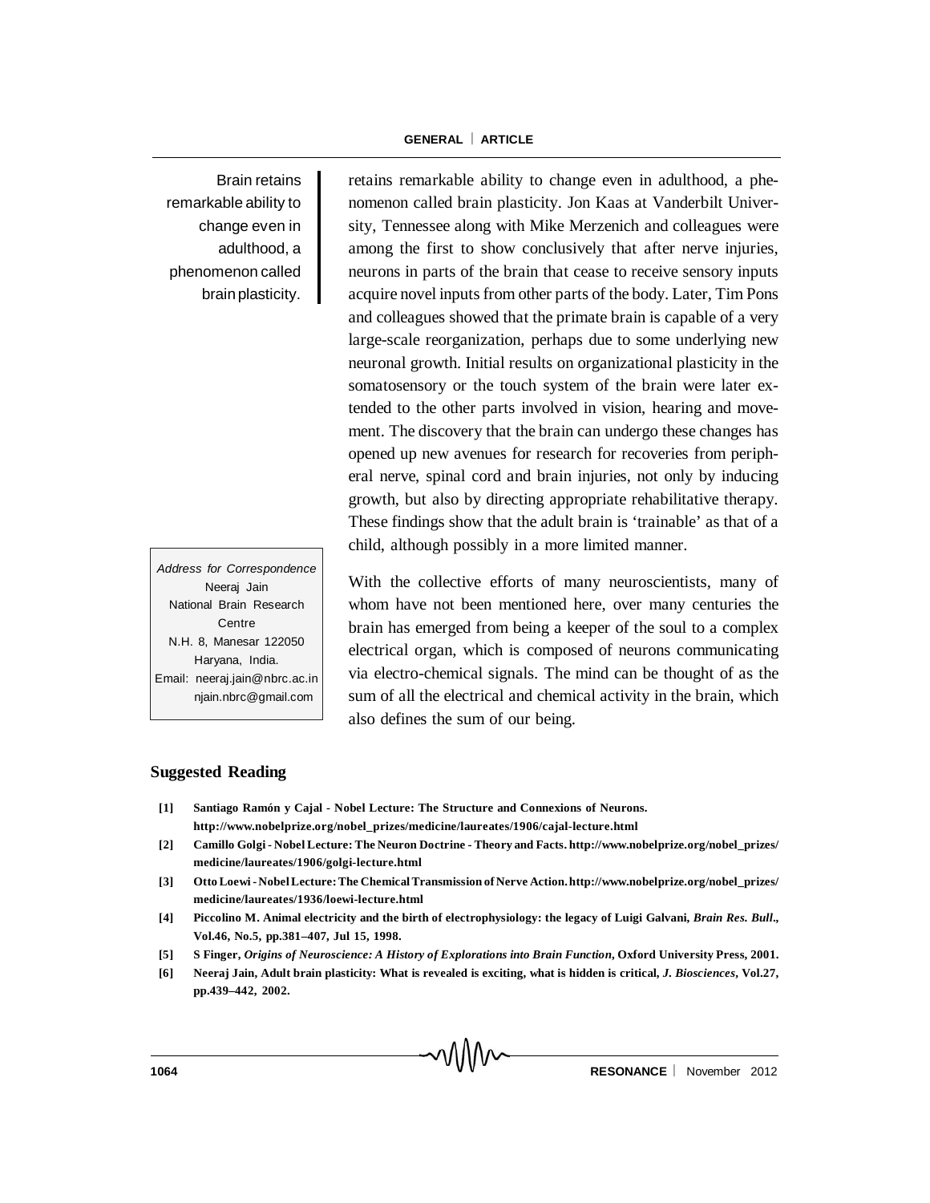Brain retains remarkable ability to change even in adulthood, a phenomenon called brain plasticity.

retains remarkable ability to change even in adulthood, a phenomenon called brain plasticity. Jon Kaas at Vanderbilt University, Tennessee along with Mike Merzenich and colleagues were among the first to show conclusively that after nerve injuries, neurons in parts of the brain that cease to receive sensory inputs acquire novel inputs from other parts of the body. Later, Tim Pons and colleagues showed that the primate brain is capable of a very large-scale reorganization, perhaps due to some underlying new neuronal growth. Initial results on organizational plasticity in the somatosensory or the touch system of the brain were later extended to the other parts involved in vision, hearing and movement. The discovery that the brain can undergo these changes has opened up new avenues for research for recoveries from peripheral nerve, spinal cord and brain injuries, not only by inducing growth, but also by directing appropriate rehabilitative therapy. These findings show that the adult brain is 'trainable' as that of a child, although possibly in a more limited manner.

With the collective efforts of many neuroscientists, many of whom have not been mentioned here, over many centuries the brain has emerged from being a keeper of the soul to a complex electrical organ, which is composed of neurons communicating via electro-chemical signals. The mind can be thought of as the sum of all the electrical and chemical activity in the brain, which also defines the sum of our being.

*Address for Correspondence*
Neeraj Jain
National Brain Research Centre
N.H. 8, Manesar 122050
Haryana, India.
Email: neeraj.jain@nbrc.ac.in
njain.nbrc@gmail.com

## Suggested Reading

**[1] Santiago Ramón y Cajal - Nobel Lecture: The Structure and Connexions of Neurons. http://www.nobelprize.org/nobel_prizes/medicine/laureates/1906/cajal-lecture.html**

**[2] Camillo Golgi - Nobel Lecture: The Neuron Doctrine - Theory and Facts. http://www.nobelprize.org/nobel_prizes/medicine/laureates/1906/golgi-lecture.html**

**[3] Otto Loewi - Nobel Lecture: The Chemical Transmission of Nerve Action. http://www.nobelprize.org/nobel_prizes/medicine/laureates/1936/loewi-lecture.html**

**[4] Piccolino M. Animal electricity and the birth of electrophysiology: the legacy of Luigi Galvani, *Brain Res. Bull.*, Vol.46, No.5, pp.381–407, Jul 15, 1998.**

**[5] S Finger, *Origins of Neuroscience: A History of Explorations into Brain Function*, Oxford University Press, 2001.**

**[6] Neeraj Jain, Adult brain plasticity: What is revealed is exciting, what is hidden is critical, *J. Biosciences*, Vol.27, pp.439–442, 2002.**